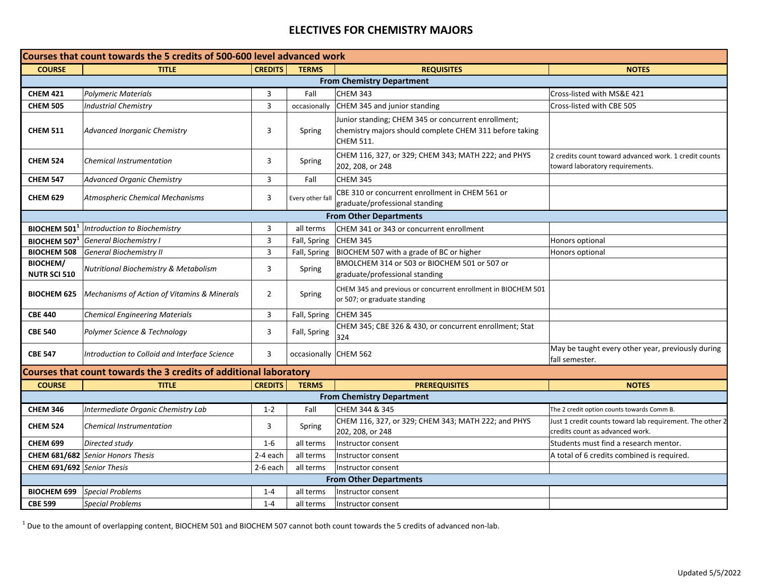# ELECTIVES FOR CHEMISTRY MAJORS

| Courses that count towards the 5 credits of 500-600 level advanced work | | | | | |
|---|---|---|---|---|---|
| **COURSE** | **TITLE** | **CREDITS** | **TERMS** | **REQUISITES** | **NOTES** |
| **From Chemistry Department** | | | | | |
| **CHEM 421** | *Polymeric Materials* | 3 | Fall | CHEM 343 | Cross-listed with MS&E 421 |
| **CHEM 505** | *Industrial Chemistry* | 3 | occasionally | CHEM 345 and junior standing | Cross-listed with CBE 505 |
| **CHEM 511** | *Advanced Inorganic Chemistry* | 3 | Spring | Junior standing; CHEM 345 or concurrent enrollment; chemistry majors should complete CHEM 311 before taking CHEM 511. | |
| **CHEM 524** | *Chemical Instrumentation* | 3 | Spring | CHEM 116, 327, or 329; CHEM 343; MATH 222; and PHYS 202, 208, or 248 | 2 credits count toward advanced work. 1 credit counts toward laboratory requirements. |
| **CHEM 547** | *Advanced Organic Chemistry* | 3 | Fall | CHEM 345 | |
| **CHEM 629** | *Atmospheric Chemical Mechanisms* | 3 | Every other fall | CBE 310 or concurrent enrollment in CHEM 561 or graduate/professional standing | |
| **From Other Departments** | | | | | |
| **BIOCHEM 501**[1] | *Introduction to Biochemistry* | 3 | all terms | CHEM 341 or 343 or concurrent enrollment | |
| **BIOCHEM 507**[1] | *General Biochemistry I* | 3 | Fall, Spring | CHEM 345 | Honors optional |
| **BIOCHEM 508** | *General Biochemistry II* | 3 | Fall, Spring | BIOCHEM 507 with a grade of BC or higher | Honors optional |
| **BIOCHEM/ NUTR SCI 510** | *Nutritional Biochemistry & Metabolism* | 3 | Spring | BMOLCHEM 314 or 503 or BIOCHEM 501 or 507 or graduate/professional standing | |
| **BIOCHEM 625** | *Mechanisms of Action of Vitamins & Minerals* | 2 | Spring | CHEM 345 and previous or concurrent enrollment in BIOCHEM 501 or 507; or graduate standing | |
| **CBE 440** | *Chemical Engineering Materials* | 3 | Fall, Spring | CHEM 345 | |
| **CBE 540** | *Polymer Science & Technology* | 3 | Fall, Spring | CHEM 345; CBE 326 & 430, or concurrent enrollment; Stat 324 | |
| **CBE 547** | *Introduction to Colloid and Interface Science* | 3 | occasionally | CHEM 562 | May be taught every other year, previously during fall semester. |

| Courses that count towards the 3 credits of additional laboratory | | | | | |
|---|---|---|---|---|---|
| **COURSE** | **TITLE** | **CREDITS** | **TERMS** | **PREREQUISITES** | **NOTES** |
| **From Chemistry Department** | | | | | |
| **CHEM 346** | *Intermediate Organic Chemistry Lab* | 1-2 | Fall | CHEM 344 & 345 | The 2 credit option counts towards Comm B. |
| **CHEM 524** | *Chemical Instrumentation* | 3 | Spring | CHEM 116, 327, or 329; CHEM 343; MATH 222; and PHYS 202, 208, or 248 | Just 1 credit counts toward lab requirement. The other 2 credits count as advanced work. |
| **CHEM 699** | *Directed study* | 1-6 | all terms | Instructor consent | Students must find a research mentor. |
| **CHEM 681/682** | *Senior Honors Thesis* | 2-4 each | all terms | Instructor consent | A total of 6 credits combined is required. |
| **CHEM 691/692** | *Senior Thesis* | 2-6 each | all terms | Instructor consent | |
| **From Other Departments** | | | | | |
| **BIOCHEM 699** | *Special Problems* | 1-4 | all terms | Instructor consent | |
| **CBE 599** | *Special Problems* | 1-4 | all terms | Instructor consent | |

[1] Due to the amount of overlapping content, BIOCHEM 501 and BIOCHEM 507 cannot both count towards the 5 credits of advanced non-lab.

Updated 5/5/2022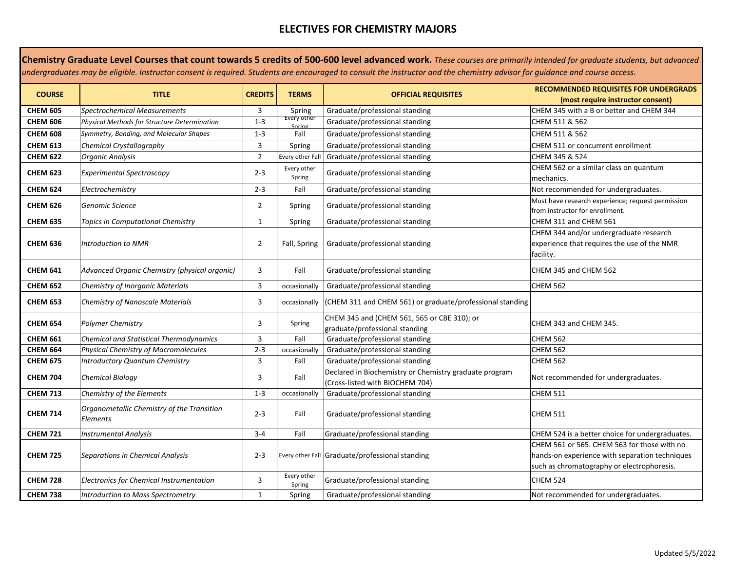# ELECTIVES FOR CHEMISTRY MAJORS

**Chemistry Graduate Level Courses that count towards 5 credits of 500-600 level advanced work.** *These courses are primarily intended for graduate students, but advanced undergraduates may be eligible. Instructor consent is required. Students are encouraged to consult the instructor and the chemistry advisor for guidance and course access.*

| COURSE | TITLE | CREDITS | TERMS | OFFICIAL REQUISITES | RECOMMENDED REQUISITES FOR UNDERGRADS (most require instructor consent) |
|---|---|---|---|---|---|
| **CHEM 605** | *Spectrochemical Measurements* | 3 | Spring | Graduate/professional standing | CHEM 345 with a B or better and CHEM 344 |
| **CHEM 606** | *Physical Methods for Structure Determination* | 1-3 | Every other Spring | Graduate/professional standing | CHEM 511 & 562 |
| **CHEM 608** | *Symmetry, Bonding, and Molecular Shapes* | 1-3 | Fall | Graduate/professional standing | CHEM 511 & 562 |
| **CHEM 613** | *Chemical Crystallography* | 3 | Spring | Graduate/professional standing | CHEM 511 or concurrent enrollment |
| **CHEM 622** | *Organic Analysis* | 2 | Every other Fall | Graduate/professional standing | CHEM 345 & 524 |
| **CHEM 623** | *Experimental Spectroscopy* | 2-3 | Every other Spring | Graduate/professional standing | CHEM 562 or a similar class on quantum mechanics. |
| **CHEM 624** | *Electrochemistry* | 2-3 | Fall | Graduate/professional standing | Not recommended for undergraduates. |
| **CHEM 626** | *Genomic Science* | 2 | Spring | Graduate/professional standing | Must have research experience; request permission from instructor for enrollment. |
| **CHEM 635** | *Topics in Computational Chemistry* | 1 | Spring | Graduate/professional standing | CHEM 311 and CHEM 561 |
| **CHEM 636** | *Introduction to NMR* | 2 | Fall, Spring | Graduate/professional standing | CHEM 344 and/or undergraduate research experience that requires the use of the NMR facility. |
| **CHEM 641** | *Advanced Organic Chemistry (physical organic)* | 3 | Fall | Graduate/professional standing | CHEM 345 and CHEM 562 |
| **CHEM 652** | *Chemistry of Inorganic Materials* | 3 | occasionally | Graduate/professional standing | CHEM 562 |
| **CHEM 653** | *Chemistry of Nanoscale Materials* | 3 | occasionally | (CHEM 311 and CHEM 561) or graduate/professional standing | |
| **CHEM 654** | *Polymer Chemistry* | 3 | Spring | CHEM 345 and (CHEM 561, 565 or CBE 310); or graduate/professional standing | CHEM 343 and CHEM 345. |
| **CHEM 661** | *Chemical and Statistical Thermodynamics* | 3 | Fall | Graduate/professional standing | CHEM 562 |
| **CHEM 664** | *Physical Chemistry of Macromolecules* | 2-3 | occasionally | Graduate/professional standing | CHEM 562 |
| **CHEM 675** | *Introductory Quantum Chemistry* | 3 | Fall | Graduate/professional standing | CHEM 562 |
| **CHEM 704** | *Chemical Biology* | 3 | Fall | Declared in Biochemistry or Chemistry graduate program (Cross-listed with BIOCHEM 704) | Not recommended for undergraduates. |
| **CHEM 713** | *Chemistry of the Elements* | 1-3 | occasionally | Graduate/professional standing | CHEM 511 |
| **CHEM 714** | *Organometallic Chemistry of the Transition Elements* | 2-3 | Fall | Graduate/professional standing | CHEM 511 |
| **CHEM 721** | *Instrumental Analysis* | 3-4 | Fall | Graduate/professional standing | CHEM 524 is a better choice for undergraduates. |
| **CHEM 725** | *Separations in Chemical Analysis* | 2-3 | Every other Fall | Graduate/professional standing | CHEM 561 or 565. CHEM 563 for those with no hands-on experience with separation techniques such as chromatography or electrophoresis. |
| **CHEM 728** | *Electronics for Chemical Instrumentation* | 3 | Every other Spring | Graduate/professional standing | CHEM 524 |
| **CHEM 738** | *Introduction to Mass Spectrometry* | 1 | Spring | Graduate/professional standing | Not recommended for undergraduates. |

Updated 5/5/2022